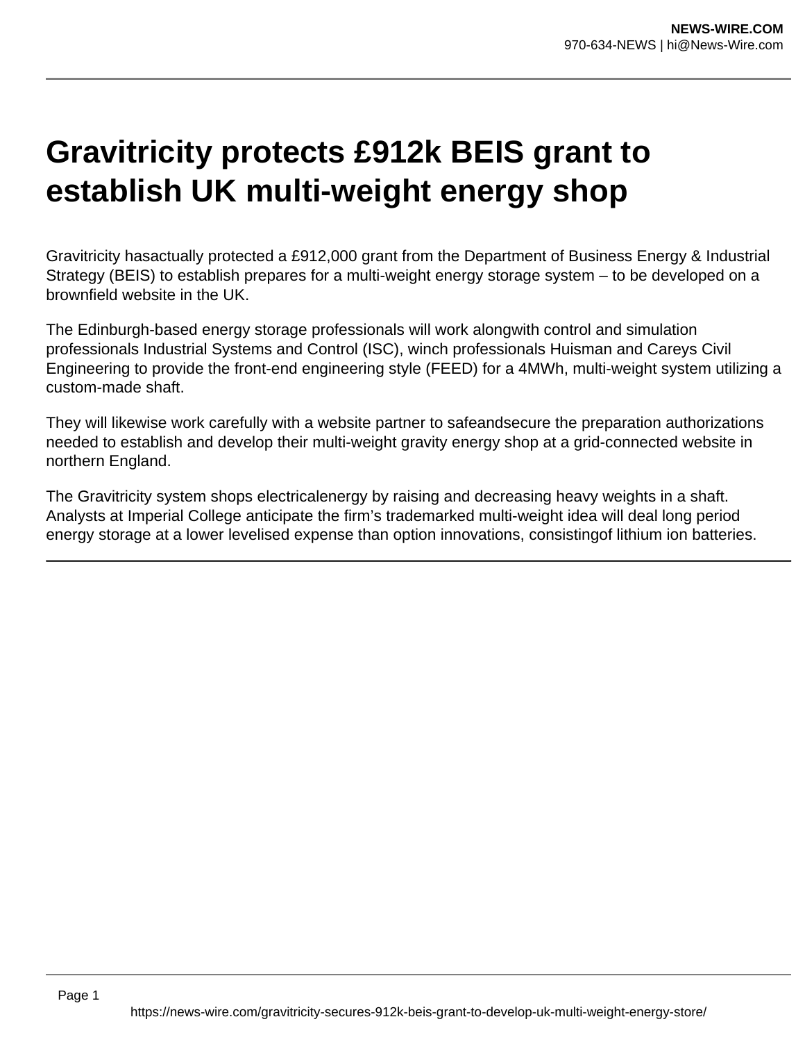# Gravitricity protects £912k BEIS grant to establish UK multi-weight energy shop

Gravitricity hasactually protected a £912,000 grant from the Department of Business Energy & Industrial Strategy (BEIS) to establish prepares for a multi-weight energy storage system – to be developed on a brownfield website in the UK.

The Edinburgh-based energy storage professionals will work alongwith control and simulation professionals Industrial Systems and Control (ISC), winch professionals Huisman and Careys Civil Engineering to provide the front-end engineering style (FEED) for a 4MWh, multi-weight system utilizing a custom-made shaft.

They will likewise work carefully with a website partner to safeandsecure the preparation authorizations needed to establish and develop their multi-weight gravity energy shop at a grid-connected website in northern England.

The Gravitricity system shops electricalenergy by raising and decreasing heavy weights in a shaft. Analysts at Imperial College anticipate the firm's trademarked multi-weight idea will deal long period energy storage at a lower levelised expense than option innovations, consistingof lithium ion batteries.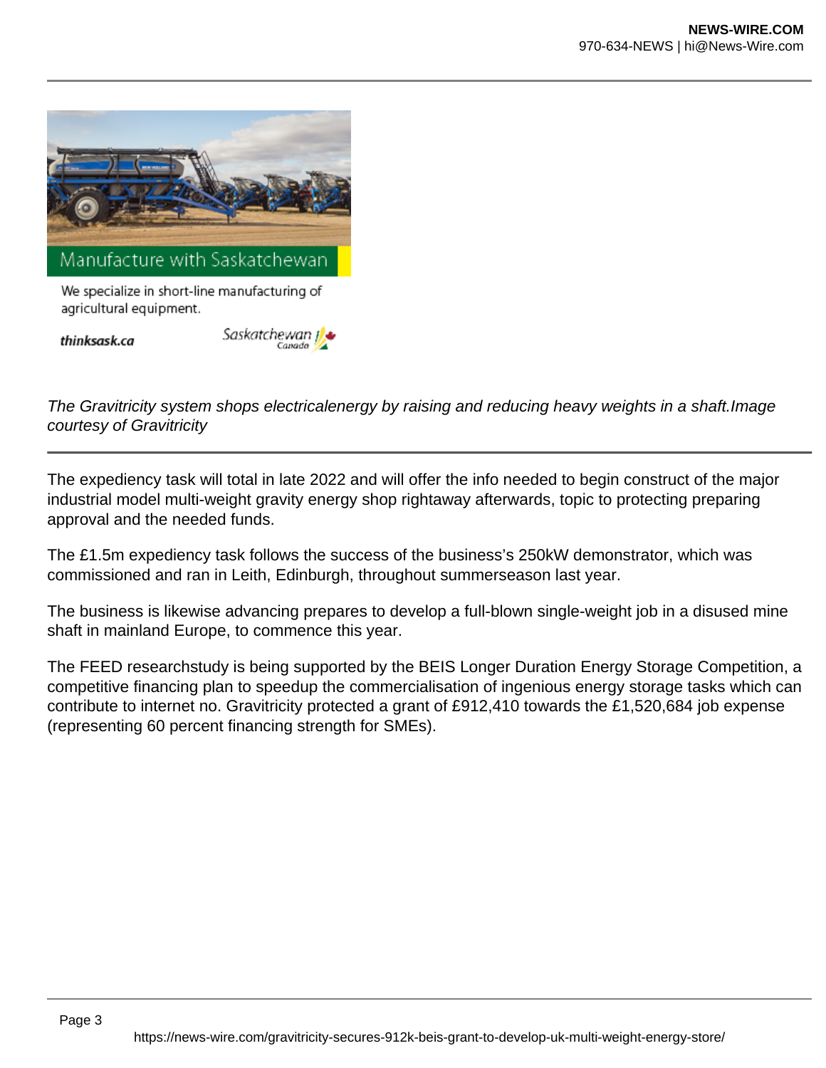Manufacture with Saskatchewan

We specialize in short-line manufacturing of agricultural equipment.

thinksask.ca

*The Gravitricity system shops electricalenergy by raising and reducing heavy weights in a shaft.Image courtesy of Gravitricity*

The expediency task will total in late 2022 and will offer the info needed to begin construct of the major industrial model multi-weight gravity energy shop rightaway afterwards, topic to protecting preparing approval and the needed funds.

The £1.5m expediency task follows the success of the business's 250kW demonstrator, which was commissioned and ran in Leith, Edinburgh, throughout summerseason last year.

The business is likewise advancing prepares to develop a full-blown single-weight job in a disused mine shaft in mainland Europe, to commence this year.

The FEED researchstudy is being supported by the BEIS Longer Duration Energy Storage Competition, a competitive financing plan to speedup the commercialisation of ingenious energy storage tasks which can contribute to internet no. Gravitricity protected a grant of £912,410 towards the £1,520,684 job expense (representing 60 percent financing strength for SMEs).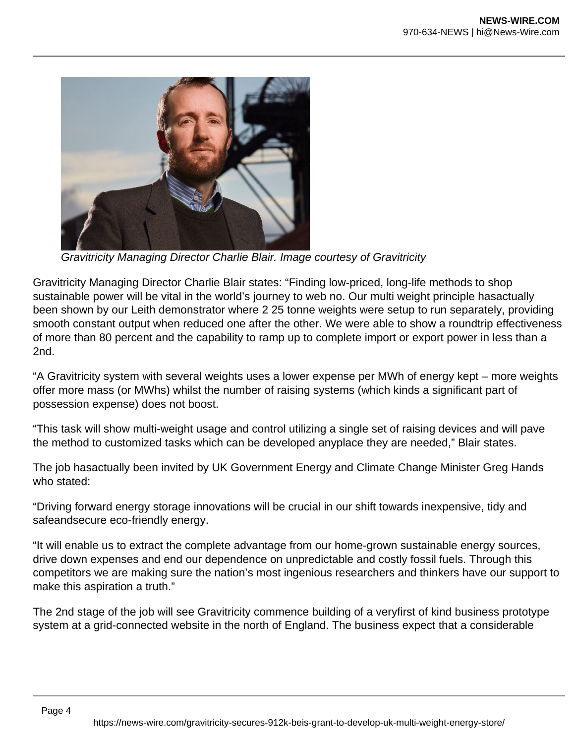*Gravitricity Managing Director Charlie Blair. Image courtesy of Gravitricity*

Gravitricity Managing Director Charlie Blair states: “Finding low-priced, long-life methods to shop sustainable power will be vital in the world’s journey to web no. Our multi weight principle hasactually been shown by our Leith demonstrator where 2 25 tonne weights were setup to run separately, providing smooth constant output when reduced one after the other. We were able to show a roundtrip effectiveness of more than 80 percent and the capability to ramp up to complete import or export power in less than a 2nd.

“A Gravitricity system with several weights uses a lower expense per MWh of energy kept – more weights offer more mass (or MWhs) whilst the number of raising systems (which kinds a significant part of possession expense) does not boost.

“This task will show multi-weight usage and control utilizing a single set of raising devices and will pave the method to customized tasks which can be developed anyplace they are needed,” Blair states.

The job hasactually been invited by UK Government Energy and Climate Change Minister Greg Hands who stated:

“Driving forward energy storage innovations will be crucial in our shift towards inexpensive, tidy and safeandsecure eco-friendly energy.

“It will enable us to extract the complete advantage from our home-grown sustainable energy sources, drive down expenses and end our dependence on unpredictable and costly fossil fuels. Through this competitors we are making sure the nation’s most ingenious researchers and thinkers have our support to make this aspiration a truth.”

The 2nd stage of the job will see Gravitricity commence building of a veryfirst of kind business prototype system at a grid-connected website in the north of England. The business expect that a considerable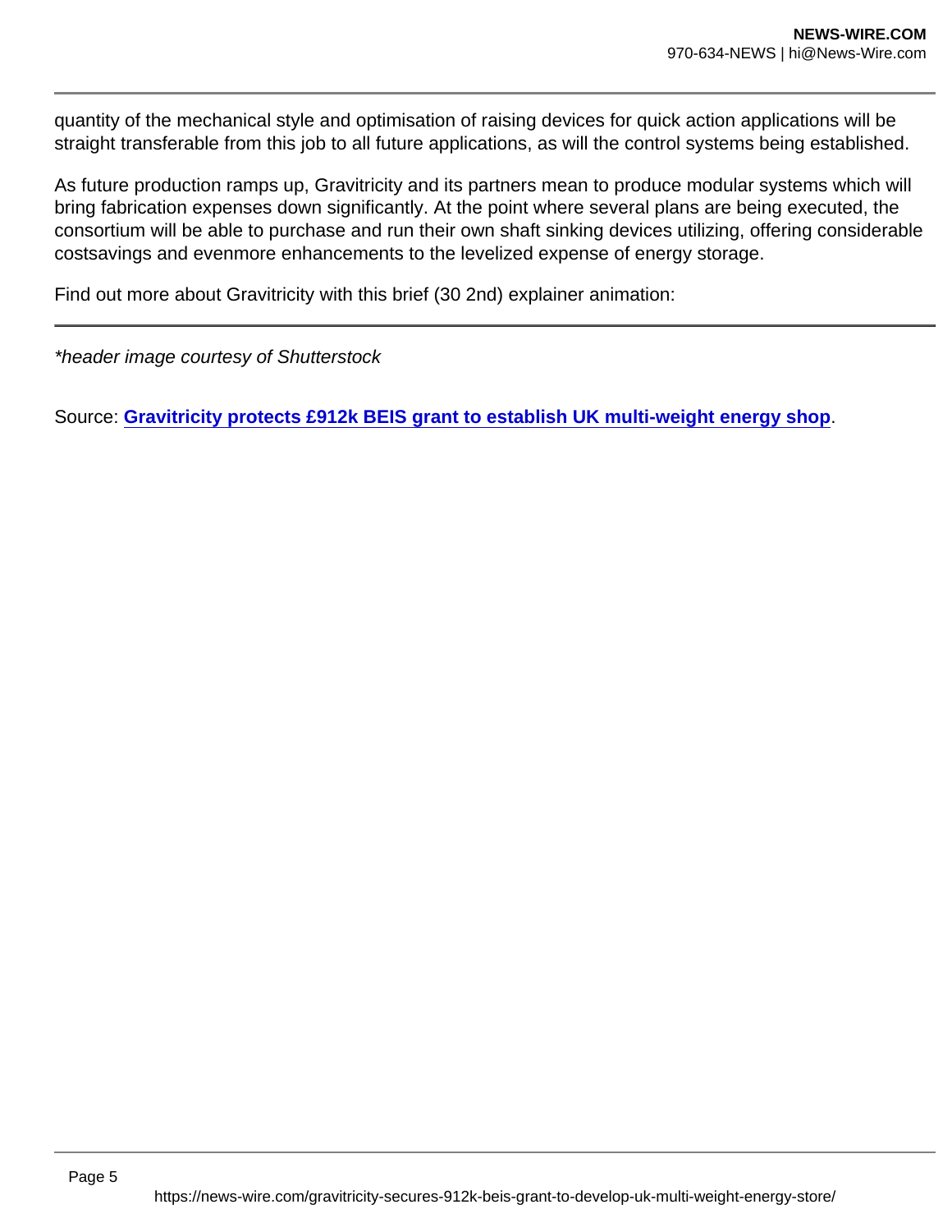quantity of the mechanical style and optimisation of raising devices for quick action applications will be straight transferable from this job to all future applications, as will the control systems being established.

As future production ramps up, Gravitricity and its partners mean to produce modular systems which will bring fabrication expenses down significantly. At the point where several plans are being executed, the consortium will be able to purchase and run their own shaft sinking devices utilizing, offering considerable costsavings and evenmore enhancements to the levelized expense of energy storage.

Find out more about Gravitricity with this brief (30 2nd) explainer animation:

---

*header image courtesy of Shutterstock*

Source: **Gravitricity protects £912k BEIS grant to establish UK multi-weight energy shop**.